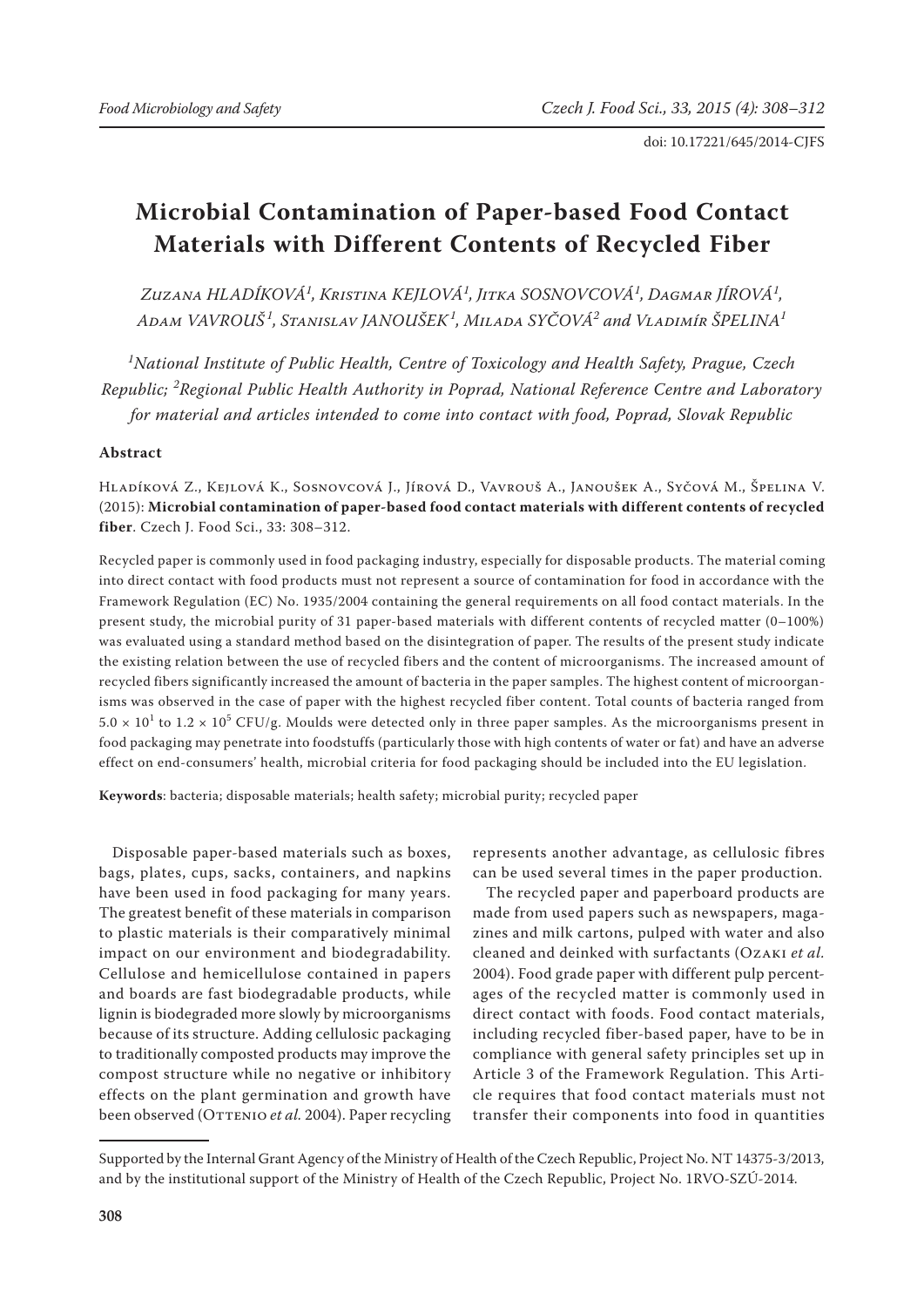doi: 10.17221/645/2014-CJFS

# Microbial Contamination of Paper-based Food Contact Materials with Different Contents of Recycled Fiber

*Zuzana HLADÍKOVÁ[1], Kristina KEJLOVÁ[1], Jitka SOSNOVCOVÁ[1], Dagmar JÍROVÁ[1], Adam VAVROUŠ[1], Stanislav JANOUŠEK[1], Milada SYČOVÁ[2] and Vladimír ŠPELINA[1]*

*[1]National Institute of Public Health, Centre of Toxicology and Health Safety, Prague, Czech Republic; [2]Regional Public Health Authority in Poprad, National Reference Centre and Laboratory for material and articles intended to come into contact with food, Poprad, Slovak Republic*

## Abstract

Hladíková Z., Kejlová K., Sosnovcová J., Jírová D., Vavrouš A., Janoušek A., Syčová M., Špelina V. (2015): **Microbial contamination of paper-based food contact materials with different contents of recycled fiber**. Czech J. Food Sci., 33: 308–312.

Recycled paper is commonly used in food packaging industry, especially for disposable products. The material coming into direct contact with food products must not represent a source of contamination for food in accordance with the Framework Regulation (EC) No. 1935/2004 containing the general requirements on all food contact materials. In the present study, the microbial purity of 31 paper-based materials with different contents of recycled matter (0–100%) was evaluated using a standard method based on the disintegration of paper. The results of the present study indicate the existing relation between the use of recycled fibers and the content of microorganisms. The increased amount of recycled fibers significantly increased the amount of bacteria in the paper samples. The highest content of microorganisms was observed in the case of paper with the highest recycled fiber content. Total counts of bacteria ranged from $5.0 \times 10^1$ to $1.2 \times 10^5$ CFU/g. Moulds were detected only in three paper samples. As the microorganisms present in food packaging may penetrate into foodstuffs (particularly those with high contents of water or fat) and have an adverse effect on end-consumers' health, microbial criteria for food packaging should be included into the EU legislation.

**Keywords**: bacteria; disposable materials; health safety; microbial purity; recycled paper

Disposable paper-based materials such as boxes, bags, plates, cups, sacks, containers, and napkins have been used in food packaging for many years. The greatest benefit of these materials in comparison to plastic materials is their comparatively minimal impact on our environment and biodegradability. Cellulose and hemicellulose contained in papers and boards are fast biodegradable products, while lignin is biodegraded more slowly by microorganisms because of its structure. Adding cellulosic packaging to traditionally composted products may improve the compost structure while no negative or inhibitory effects on the plant germination and growth have been observed (Ottenio *et al.* 2004). Paper recycling represents another advantage, as cellulosic fibres can be used several times in the paper production.

The recycled paper and paperboard products are made from used papers such as newspapers, magazines and milk cartons, pulped with water and also cleaned and deinked with surfactants (Ozaki *et al.* 2004). Food grade paper with different pulp percentages of the recycled matter is commonly used in direct contact with foods. Food contact materials, including recycled fiber-based paper, have to be in compliance with general safety principles set up in Article 3 of the Framework Regulation. This Article requires that food contact materials must not transfer their components into food in quantities

---

Supported by the Internal Grant Agency of the Ministry of Health of the Czech Republic, Project No. NT 14375-3/2013, and by the institutional support of the Ministry of Health of the Czech Republic, Project No. 1RVO-SZÚ-2014.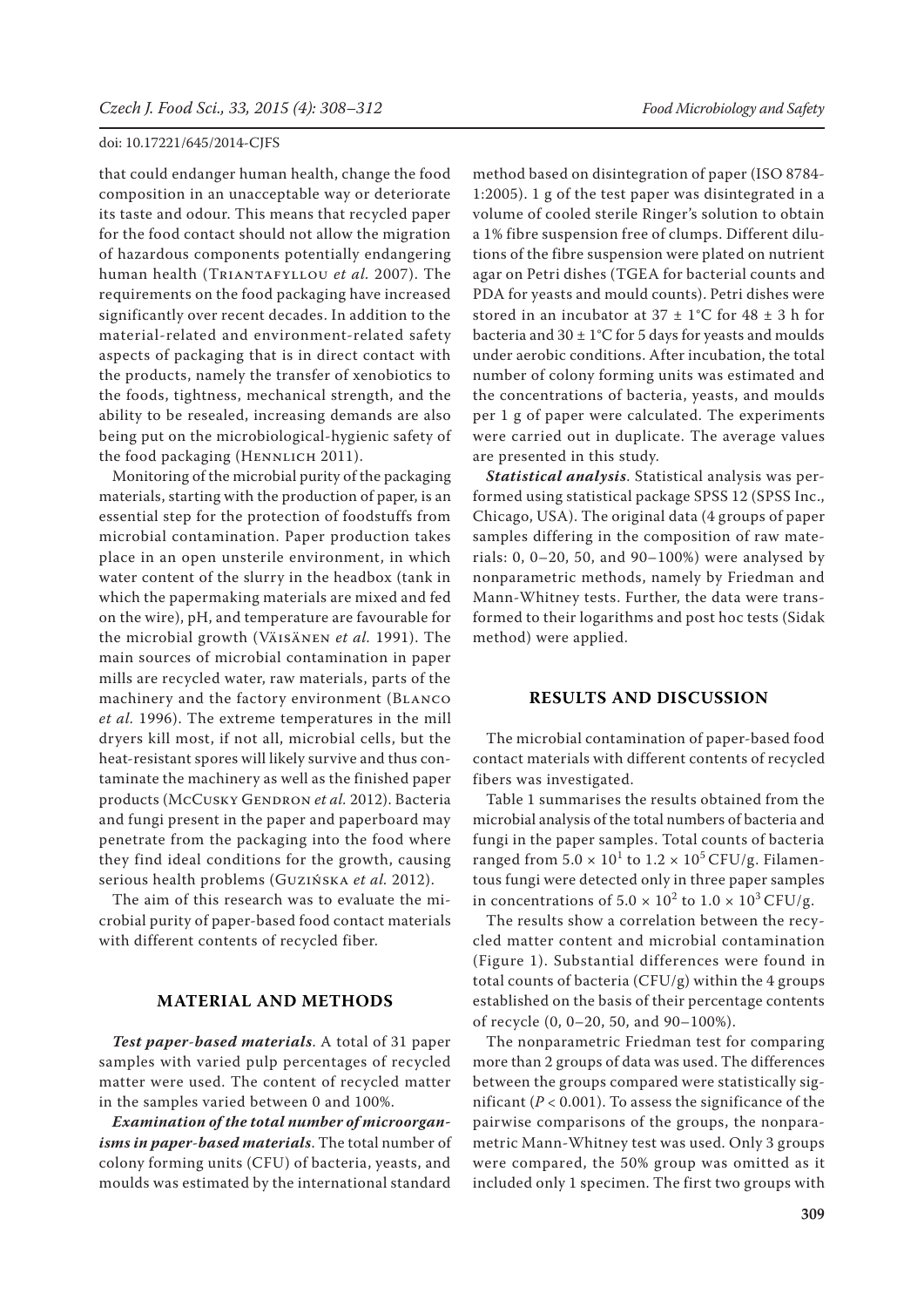that could endanger human health, change the food composition in an unacceptable way or deteriorate its taste and odour. This means that recycled paper for the food contact should not allow the migration of hazardous components potentially endangering human health (Triantafyllou *et al.* 2007). The requirements on the food packaging have increased significantly over recent decades. In addition to the material-related and environment-related safety aspects of packaging that is in direct contact with the products, namely the transfer of xenobiotics to the foods, tightness, mechanical strength, and the ability to be resealed, increasing demands are also being put on the microbiological-hygienic safety of the food packaging (Hennlich 2011).

Monitoring of the microbial purity of the packaging materials, starting with the production of paper, is an essential step for the protection of foodstuffs from microbial contamination. Paper production takes place in an open unsterile environment, in which water content of the slurry in the headbox (tank in which the papermaking materials are mixed and fed on the wire), pH, and temperature are favourable for the microbial growth (Väisänen *et al.* 1991). The main sources of microbial contamination in paper mills are recycled water, raw materials, parts of the machinery and the factory environment (Blanco *et al.* 1996). The extreme temperatures in the mill dryers kill most, if not all, microbial cells, but the heat-resistant spores will likely survive and thus contaminate the machinery as well as the finished paper products (McCusky Gendron *et al.* 2012). Bacteria and fungi present in the paper and paperboard may penetrate from the packaging into the food where they find ideal conditions for the growth, causing serious health problems (Guzińska *et al.* 2012).

The aim of this research was to evaluate the microbial purity of paper-based food contact materials with different contents of recycled fiber.

## MATERIAL AND METHODS

***Test paper-based materials***. A total of 31 paper samples with varied pulp percentages of recycled matter were used. The content of recycled matter in the samples varied between 0 and 100%.

***Examination of the total number of microorganisms in paper-based materials***. The total number of colony forming units (CFU) of bacteria, yeasts, and moulds was estimated by the international standard method based on disintegration of paper (ISO 8784-1:2005). 1 g of the test paper was disintegrated in a volume of cooled sterile Ringer's solution to obtain a 1% fibre suspension free of clumps. Different dilutions of the fibre suspension were plated on nutrient agar on Petri dishes (TGEA for bacterial counts and PDA for yeasts and mould counts). Petri dishes were stored in an incubator at $37 \pm 1$°C for $48 \pm 3$ h for bacteria and $30 \pm 1$°C for 5 days for yeasts and moulds under aerobic conditions. After incubation, the total number of colony forming units was estimated and the concentrations of bacteria, yeasts, and moulds per 1 g of paper were calculated. The experiments were carried out in duplicate. The average values are presented in this study.

***Statistical analysis***. Statistical analysis was performed using statistical package SPSS 12 (SPSS Inc., Chicago, USA). The original data (4 groups of paper samples differing in the composition of raw materials: 0, 0–20, 50, and 90–100%) were analysed by nonparametric methods, namely by Friedman and Mann-Whitney tests. Further, the data were transformed to their logarithms and post hoc tests (Sidak method) were applied.

## RESULTS AND DISCUSSION

The microbial contamination of paper-based food contact materials with different contents of recycled fibers was investigated.

Table 1 summarises the results obtained from the microbial analysis of the total numbers of bacteria and fungi in the paper samples. Total counts of bacteria ranged from $5.0 \times 10^1$ to $1.2 \times 10^5$ CFU/g. Filamentous fungi were detected only in three paper samples in concentrations of $5.0 \times 10^2$ to $1.0 \times 10^3$ CFU/g.

The results show a correlation between the recycled matter content and microbial contamination (Figure 1). Substantial differences were found in total counts of bacteria (CFU/g) within the 4 groups established on the basis of their percentage contents of recycle (0, 0–20, 50, and 90–100%).

The nonparametric Friedman test for comparing more than 2 groups of data was used. The differences between the groups compared were statistically significant ($P < 0.005$). To assess the significance of the pairwise comparisons of the groups, the nonparametric Mann-Whitney test was used. Only 3 groups were compared, the 50% group was omitted as it included only 1 specimen. The first two groups with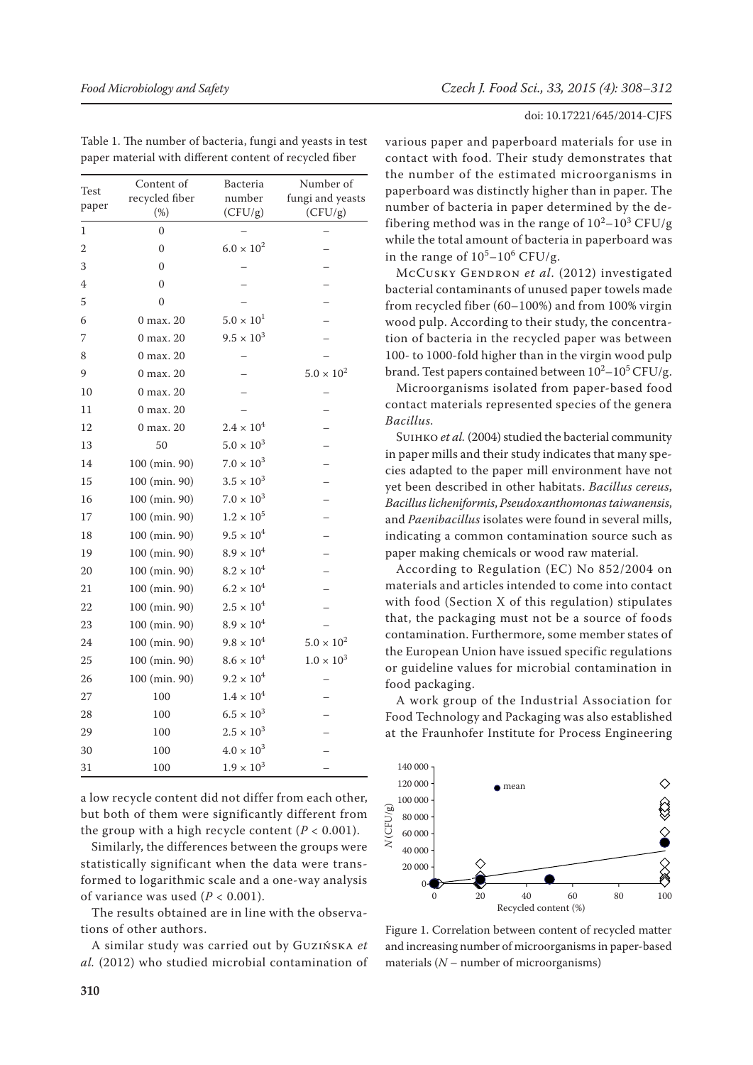Table 1. The number of bacteria, fungi and yeasts in test paper material with different content of recycled fiber

| Test paper | Content of recycled fiber (%) | Bacteria number (CFU/g) | Number of fungi and yeasts (CFU/g) |
|---|---|---|---|
| 1 | 0 | – | – |
| 2 | 0 | $6.0 \times 10^2$ | – |
| 3 | 0 | – | – |
| 4 | 0 | – | – |
| 5 | 0 | – | – |
| 6 | 0 max. 20 | $5.0 \times 10^1$ | – |
| 7 | 0 max. 20 | $9.5 \times 10^3$ | – |
| 8 | 0 max. 20 | – | – |
| 9 | 0 max. 20 | – | $5.0 \times 10^2$ |
| 10 | 0 max. 20 | – | – |
| 11 | 0 max. 20 | – | – |
| 12 | 0 max. 20 | $2.4 \times 10^4$ | – |
| 13 | 50 | $5.0 \times 10^3$ | – |
| 14 | 100 (min. 90) | $7.0 \times 10^3$ | – |
| 15 | 100 (min. 90) | $3.5 \times 10^3$ | – |
| 16 | 100 (min. 90) | $7.0 \times 10^3$ | – |
| 17 | 100 (min. 90) | $1.2 \times 10^5$ | – |
| 18 | 100 (min. 90) | $9.5 \times 10^4$ | – |
| 19 | 100 (min. 90) | $8.9 \times 10^4$ | – |
| 20 | 100 (min. 90) | $8.2 \times 10^4$ | – |
| 21 | 100 (min. 90) | $6.2 \times 10^4$ | – |
| 22 | 100 (min. 90) | $2.5 \times 10^4$ | – |
| 23 | 100 (min. 90) | $8.9 \times 10^4$ | – |
| 24 | 100 (min. 90) | $9.8 \times 10^4$ | $5.0 \times 10^2$ |
| 25 | 100 (min. 90) | $8.6 \times 10^4$ | $1.0 \times 10^3$ |
| 26 | 100 (min. 90) | $9.2 \times 10^4$ | – |
| 27 | 100 | $1.4 \times 10^4$ | – |
| 28 | 100 | $6.5 \times 10^3$ | – |
| 29 | 100 | $2.5 \times 10^3$ | – |
| 30 | 100 | $4.0 \times 10^3$ | – |
| 31 | 100 | $1.9 \times 10^3$ | – |

a low recycle content did not differ from each other, but both of them were significantly different from the group with a high recycle content ($P < 0.001$).

Similarly, the differences between the groups were statistically significant when the data were transformed to logarithmic scale and a one-way analysis of variance was used ($P < 0.001$).

The results obtained are in line with the observations of other authors.

A similar study was carried out by Guzińska *et al.* (2012) who studied microbial contamination of various paper and paperboard materials for use in contact with food. Their study demonstrates that the number of the estimated microorganisms in paperboard was distinctly higher than in paper. The number of bacteria in paper determined by the defibering method was in the range of $10^2$–$10^3$ CFU/g while the total amount of bacteria in paperboard was in the range of $10^5$–$10^6$ CFU/g.

McCusky Gendron *et al*. (2012) investigated bacterial contaminants of unused paper towels made from recycled fiber (60–100%) and from 100% virgin wood pulp. According to their study, the concentration of bacteria in the recycled paper was between 100- to 1000-fold higher than in the virgin wood pulp brand. Test papers contained between $10^2$–$10^5$ CFU/g.

Microorganisms isolated from paper-based food contact materials represented species of the genera *Bacillus.*

Suihko *et al.* (2004) studied the bacterial community in paper mills and their study indicates that many species adapted to the paper mill environment have not yet been described in other habitats. *Bacillus cereus*, *Bacillus licheniformis*, *Pseudoxanthomonas taiwanensis*, and *Paenibacillus* isolates were found in several mills, indicating a common contamination source such as paper making chemicals or wood raw material.

According to Regulation (EC) No 852/2004 on materials and articles intended to come into contact with food (Section X of this regulation) stipulates that, the packaging must not be a source of foods contamination. Furthermore, some member states of the European Union have issued specific regulations or guideline values for microbial contamination in food packaging.

A work group of the Industrial Association for Food Technology and Packaging was also established at the Fraunhofer Institute for Process Engineering

Figure 1. Correlation between content of recycled matter and increasing number of microorganisms in paper-based materials ($N$ – number of microorganisms)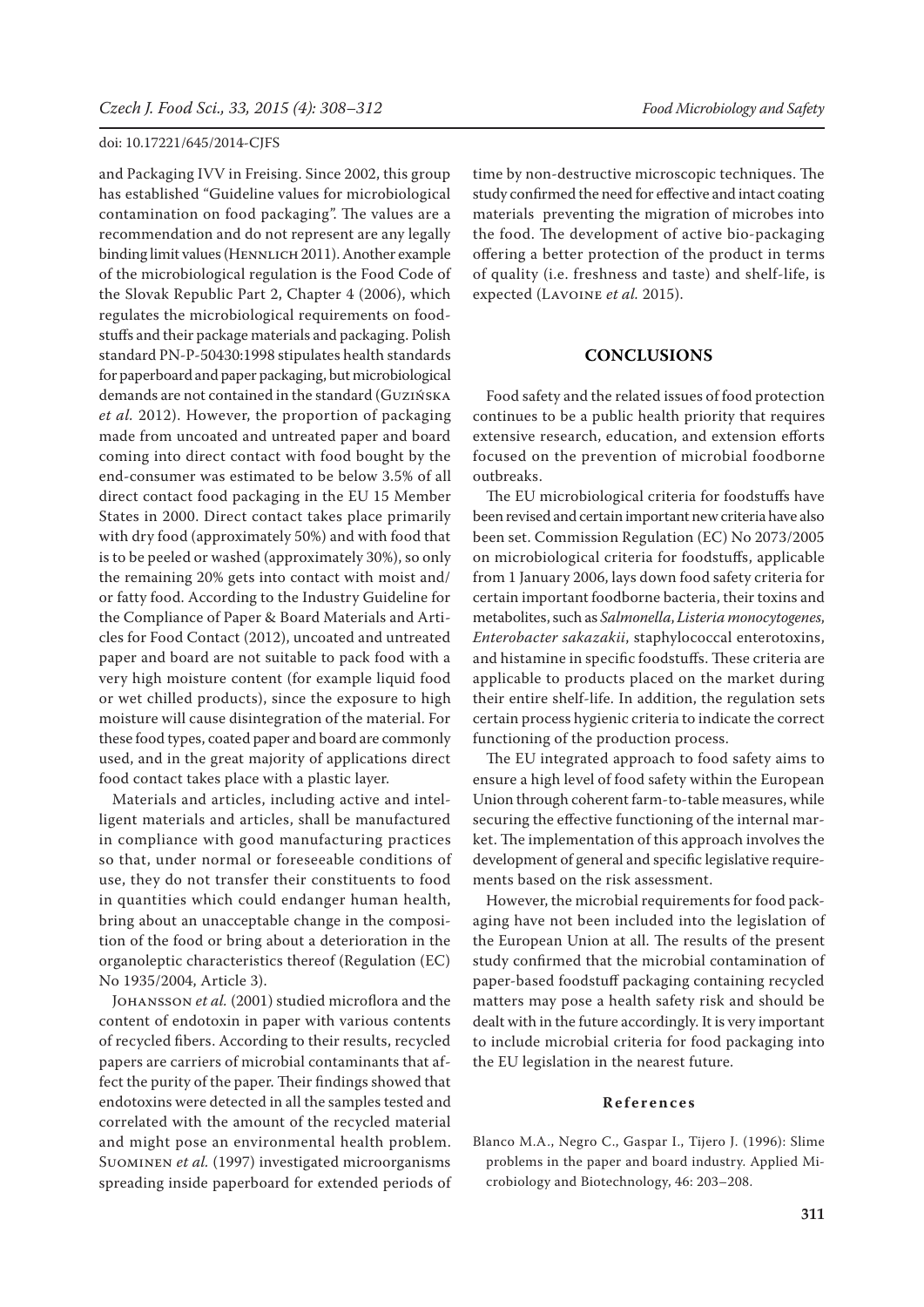and Packaging IVV in Freising. Since 2002, this group has established "Guideline values for microbiological contamination on food packaging". The values are a recommendation and do not represent are any legally binding limit values (Hennlich 2011). Another example of the microbiological regulation is the Food Code of the Slovak Republic Part 2, Chapter 4 (2006), which regulates the microbiological requirements on foodstuffs and their package materials and packaging. Polish standard PN-P-50430:1998 stipulates health standards for paperboard and paper packaging, but microbiological demands are not contained in the standard (Guzińska *et al.* 2012). However, the proportion of packaging made from uncoated and untreated paper and board coming into direct contact with food bought by the end-consumer was estimated to be below 3.5% of all direct contact food packaging in the EU 15 Member States in 2000. Direct contact takes place primarily with dry food (approximately 50%) and with food that is to be peeled or washed (approximately 30%), so only the remaining 20% gets into contact with moist and/or fatty food. According to the Industry Guideline for the Compliance of Paper & Board Materials and Articles for Food Contact (2012), uncoated and untreated paper and board are not suitable to pack food with a very high moisture content (for example liquid food or wet chilled products), since the exposure to high moisture will cause disintegration of the material. For these food types, coated paper and board are commonly used, and in the great majority of applications direct food contact takes place with a plastic layer.

Materials and articles, including active and intelligent materials and articles, shall be manufactured in compliance with good manufacturing practices so that, under normal or foreseeable conditions of use, they do not transfer their constituents to food in quantities which could endanger human health, bring about an unacceptable change in the composition of the food or bring about a deterioration in the organoleptic characteristics thereof (Regulation (EC) No 1935/2004, Article 3).

Johansson *et al.* (2001) studied microflora and the content of endotoxin in paper with various contents of recycled fibers. According to their results, recycled papers are carriers of microbial contaminants that affect the purity of the paper. Their findings showed that endotoxins were detected in all the samples tested and correlated with the amount of the recycled material and might pose an environmental health problem. Suominen *et al.* (1997) investigated microorganisms spreading inside paperboard for extended periods of time by non-destructive microscopic techniques. The study confirmed the need for effective and intact coating materials preventing the migration of microbes into the food. The development of active bio-packaging offering a better protection of the product in terms of quality (i.e. freshness and taste) and shelf-life, is expected (Lavoine *et al.* 2015).

## CONCLUSIONS

Food safety and the related issues of food protection continues to be a public health priority that requires extensive research, education, and extension efforts focused on the prevention of microbial foodborne outbreaks.

The EU microbiological criteria for foodstuffs have been revised and certain important new criteria have also been set. Commission Regulation (EC) No 2073/2005 on microbiological criteria for foodstuffs, applicable from 1 January 2006, lays down food safety criteria for certain important foodborne bacteria, their toxins and metabolites, such as *Salmonella*, *Listeria monocytogenes*, *Enterobacter sakazakii*, staphylococcal enterotoxins, and histamine in specific foodstuffs. These criteria are applicable to products placed on the market during their entire shelf-life. In addition, the regulation sets certain process hygienic criteria to indicate the correct functioning of the production process.

The EU integrated approach to food safety aims to ensure a high level of food safety within the European Union through coherent farm-to-table measures, while securing the effective functioning of the internal market. The implementation of this approach involves the development of general and specific legislative requirements based on the risk assessment.

However, the microbial requirements for food packaging have not been included into the legislation of the European Union at all. The results of the present study confirmed that the microbial contamination of paper-based foodstuff packaging containing recycled matters may pose a health safety risk and should be dealt with in the future accordingly. It is very important to include microbial criteria for food packaging into the EU legislation in the nearest future.

### References

Blanco M.A., Negro C., Gaspar I., Tijero J. (1996): Slime problems in the paper and board industry. Applied Microbiology and Biotechnology, 46: 203–208.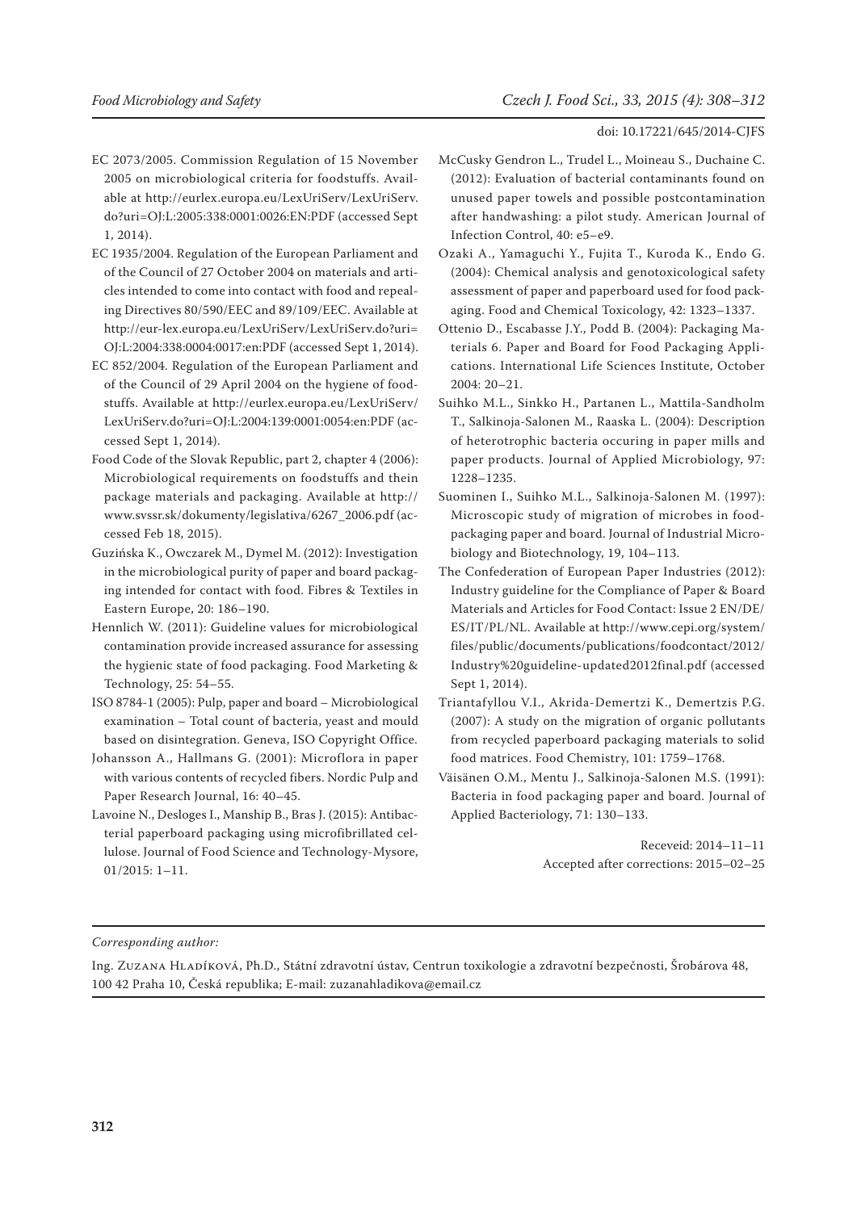EC 2073/2005. Commission Regulation of 15 November 2005 on microbiological criteria for foodstuffs. Available at http://eurlex.europa.eu/LexUriServ/LexUriServ.do?uri=OJ:L:2005:338:0001:0026:EN:PDF (accessed Sept 1, 2014).

EC 1935/2004. Regulation of the European Parliament and of the Council of 27 October 2004 on materials and articles intended to come into contact with food and repealing Directives 80/590/EEC and 89/109/EEC. Available at http://eur-lex.europa.eu/LexUriServ/LexUriServ.do?uri=OJ:L:2004:338:0004:0017:en:PDF (accessed Sept 1, 2014).

EC 852/2004. Regulation of the European Parliament and of the Council of 29 April 2004 on the hygiene of foodstuffs. Available at http://eurlex.europa.eu/LexUriServ/LexUriServ.do?uri=OJ:L:2004:139:0001:0054:en:PDF (accessed Sept 1, 2014).

Food Code of the Slovak Republic, part 2, chapter 4 (2006): Microbiological requirements on foodstuffs and thein package materials and packaging. Available at http://www.svssr.sk/dokumenty/legislativa/6267_2006.pdf (accessed Feb 18, 2015).

Guzińska K., Owczarek M., Dymel M. (2012): Investigation in the microbiological purity of paper and board packaging intended for contact with food. Fibres & Textiles in Eastern Europe, 20: 186–190.

Hennlich W. (2011): Guideline values for microbiological contamination provide increased assurance for assessing the hygienic state of food packaging. Food Marketing & Technology, 25: 54–55.

ISO 8784-1 (2005): Pulp, paper and board – Microbiological examination – Total count of bacteria, yeast and mould based on disintegration. Geneva, ISO Copyright Office.

Johansson A., Hallmans G. (2001): Microflora in paper with various contents of recycled fibers. Nordic Pulp and Paper Research Journal, 16: 40–45.

Lavoine N., Desloges I., Manship B., Bras J. (2015): Antibacterial paperboard packaging using microfibrillated cellulose. Journal of Food Science and Technology-Mysore, 01/2015: 1–11.

McCusky Gendron L., Trudel L., Moineau S., Duchaine C. (2012): Evaluation of bacterial contaminants found on unused paper towels and possible postcontamination after handwashing: a pilot study. American Journal of Infection Control, 40: e5–e9.

Ozaki A., Yamaguchi Y., Fujita T., Kuroda K., Endo G. (2004): Chemical analysis and genotoxicological safety assessment of paper and paperboard used for food packaging. Food and Chemical Toxicology, 42: 1323–1337.

Ottenio D., Escabasse J.Y., Podd B. (2004): Packaging Materials 6. Paper and Board for Food Packaging Applications. International Life Sciences Institute, October 2004: 20–21.

Suihko M.L., Sinkko H., Partanen L., Mattila-Sandholm T., Salkinoja-Salonen M., Raaska L. (2004): Description of heterotrophic bacteria occuring in paper mills and paper products. Journal of Applied Microbiology, 97: 1228–1235.

Suominen I., Suihko M.L., Salkinoja-Salonen M. (1997): Microscopic study of migration of microbes in food-packaging paper and board. Journal of Industrial Microbiology and Biotechnology, 19, 104–113.

The Confederation of European Paper Industries (2012): Industry guideline for the Compliance of Paper & Board Materials and Articles for Food Contact: Issue 2 EN/DE/ES/IT/PL/NL. Available at http://www.cepi.org/system/files/public/documents/publications/foodcontact/2012/Industry%20guideline-updated2012final.pdf (accessed Sept 1, 2014).

Triantafyllou V.I., Akrida-Demertzi K., Demertzis P.G. (2007): A study on the migration of organic pollutants from recycled paperboard packaging materials to solid food matrices. Food Chemistry, 101: 1759–1768.

Väisänen O.M., Mentu J., Salkinoja-Salonen M.S. (1991): Bacteria in food packaging paper and board. Journal of Applied Bacteriology, 71: 130–133.

Receveid: 2014–11–11
Accepted after corrections: 2015–02–25

*Corresponding author:*

Ing. Zuzana Hladíková, Ph.D., Státní zdravotní ústav, Centrun toxikologie a zdravotní bezpečnosti, Šrobárova 48, 100 42 Praha 10, Česká republika; E-mail: zuzanahladikova@email.cz